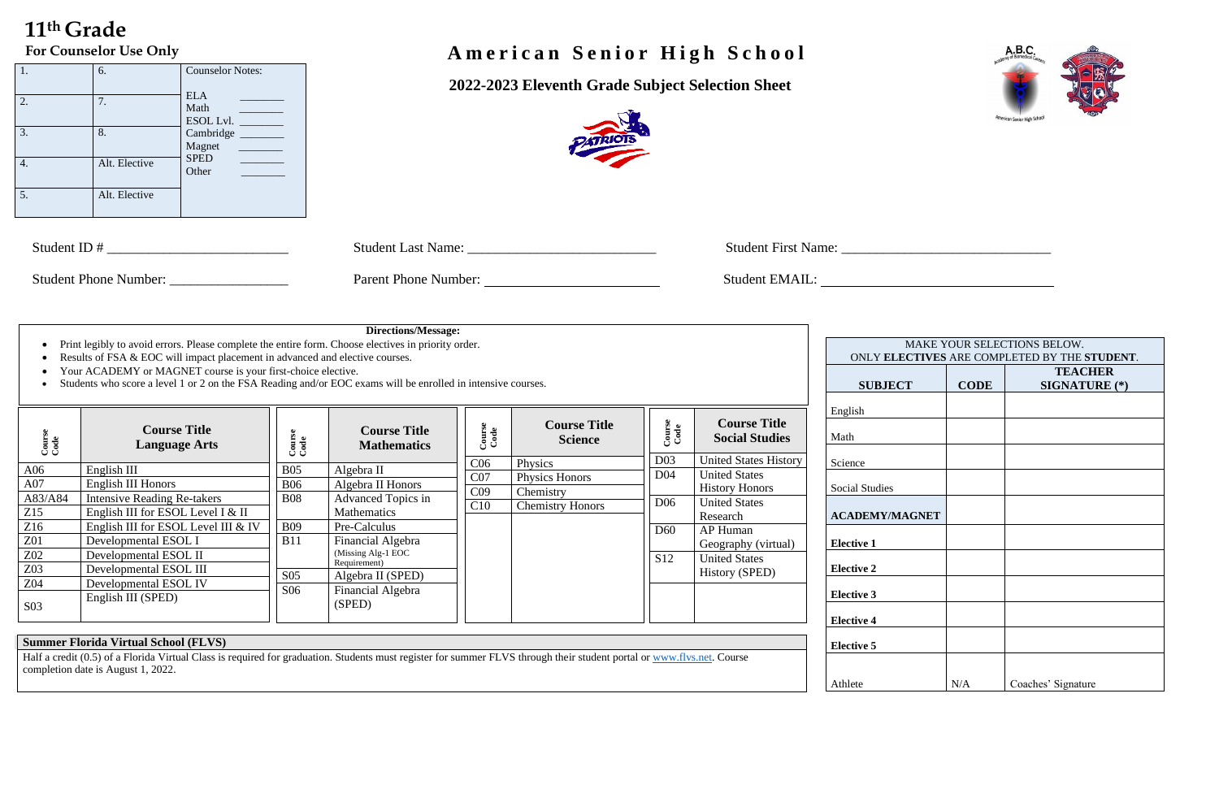# 11th Grade

**For Counselor Use Only**

| | | |
|---|---|---|
| 1. | 6. | Counselor Notes: |
| 2. | 7. | ELA ________ <br> Math ________ <br> ESOL Lvl. ________ |
| 3. | 8. | Cambridge ________ <br> Magnet ________ |
| 4. | Alt. Elective | SPED ________ <br> Other ________ |
| 5. | Alt. Elective | |

# American Senior High School

## 2022-2023 Eleventh Grade Subject Selection Sheet

Student ID # ___________________________ Student Last Name: ____________________________ Student First Name: _______________________________

Student Phone Number: _________________ Parent Phone Number: __________________________ Student EMAIL: ________________________________

**Directions/Message:**

- Print legibly to avoid errors. Please complete the entire form. Choose electives in priority order.
- Results of FSA & EOC will impact placement in advanced and elective courses.
- Your ACADEMY or MAGNET course is your first-choice elective.
- Students who score a level 1 or 2 on the FSA Reading and/or EOC exams will be enrolled in intensive courses.

| Course Code | Course Title Language Arts |
|---|---|
| A06 | English III |
| A07 | English III Honors |
| A83/A84 | Intensive Reading Re-takers |
| Z15 | English III for ESOL Level I & II |
| Z16 | English III for ESOL Level III & IV |
| Z01 | Developmental ESOL I |
| Z02 | Developmental ESOL II |
| Z03 | Developmental ESOL III |
| Z04 | Developmental ESOL IV |
| S03 | English III (SPED) |

| Course Code | Course Title Mathematics |
|---|---|
| B05 | Algebra II |
| B06 | Algebra II Honors |
| B08 | Advanced Topics in Mathematics |
| B09 | Pre-Calculus |
| B11 | Financial Algebra (Missing Alg-1 EOC Requirement) |
| S05 | Algebra II (SPED) |
| S06 | Financial Algebra (SPED) |

| Course Code | Course Title Science |
|---|---|
| C06 | Physics |
| C07 | Physics Honors |
| C09 | Chemistry |
| C10 | Chemistry Honors |

| Course Code | Course Title Social Studies |
|---|---|
| D03 | United States History |
| D04 | United States History Honors |
| D06 | United States Research |
| D60 | AP Human Geography (virtual) |
| S12 | United States History (SPED) |

**Summer Florida Virtual School (FLVS)**

Half a credit (0.5) of a Florida Virtual Class is required for graduation. Students must register for summer FLVS through their student portal or www.flvs.net. Course completion date is August 1, 2022.

MAKE YOUR SELECTIONS BELOW.
ONLY **ELECTIVES** ARE COMPLETED BY THE **STUDENT**.

| SUBJECT | CODE | TEACHER SIGNATURE (*) |
|---|---|---|
| English | | |
| Math | | |
| Science | | |
| Social Studies | | |
| **ACADEMY/MAGNET** | | |
| **Elective 1** | | |
| **Elective 2** | | |
| **Elective 3** | | |
| **Elective 4** | | |
| **Elective 5** | | |
| Athlete | N/A | Coaches' Signature |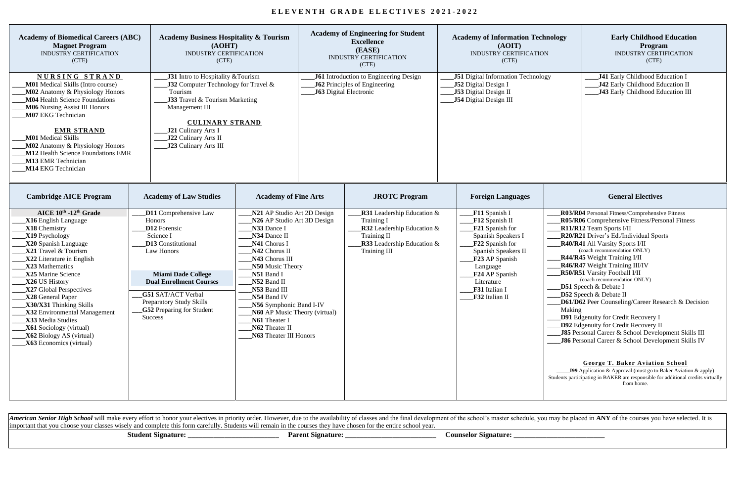# ELEVENTH GRADE ELECTIVES 2021-2022

| **Academy of Biomedical Careers (ABC) Magnet Program** INDUSTRY CERTIFICATION (CTE) | **Academy Business Hospitality & Tourism (AOHT)** INDUSTRY CERTIFICATION (CTE) | **Academy of Engineering for Student Excellence (EASE)** INDUSTRY CERTIFICATION (CTE) | **Academy of Information Technology (AOIT)** INDUSTRY CERTIFICATION (CTE) | **Early Childhood Education Program** INDUSTRY CERTIFICATION (CTE) |
|---|---|---|---|---|
| **NURSING STRAND**<br>____**M01** Medical Skills (Intro course)<br>____**M02** Anatomy & Physiology Honors<br>____**M04** Health Science Foundations<br>____**M06** Nursing Assist III Honors<br>____**M07** EKG Technician<br><br>**EMR STRAND**<br>____**M01** Medical Skills<br>____**M02** Anatomy & Physiology Honors<br>____**M12** Health Science Foundations EMR<br>____**M13** EMR Technician<br>____**M14** EKG Technician | ____**J31** Intro to Hospitality &Tourism<br>____**J32** Computer Technology for Travel & Tourism<br>____**J33** Travel & Tourism Marketing Management III<br><br>**CULINARY STRAND**<br>____**J21** Culinary Arts I<br>____**J22** Culinary Arts II<br>____**J23** Culinary Arts III | ____**J61** Introduction to Engineering Design<br>____**J62** Principles of Engineering<br>____**J63** Digital Electronic | ____**J51** Digital Information Technology<br>____**J52** Digital Design I<br>____**J53** Digital Design II<br>____**J54** Digital Design III | ____**J41** Early Childhood Education I<br>____**J42** Early Childhood Education II<br>____**J43** Early Childhood Education III |

| **Cambridge AICE Program** | **Academy of Law Studies** | **Academy of Fine Arts** | **JROTC Program** | **Foreign Languages** | **General Electives** |
|---|---|---|---|---|---|
| **AICE 10th -12th Grade**<br>____**X16** English Language<br>____**X18** Chemistry<br>____**X19** Psychology<br>____**X20** Spanish Language<br>____**X21** Travel & Tourism<br>____**X22** Literature in English<br>____**X23** Mathematics<br>____**X25** Marine Science<br>____**X26** US History<br>____**X27** Global Perspectives<br>____**X28** General Paper<br>____**X30/X31** Thinking Skills<br>____**X32** Environmental Management<br>____**X33** Media Studies<br>____**X61** Sociology (virtual)<br>____**X62** Biology AS (virtual)<br>____**X63** Economics (virtual) | ____**D11** Comprehensive Law Honors<br>____**D12** Forensic Science I<br>____**D13** Constitutional Law Honors<br><br>**Miami Dade College Dual Enrollment Courses**<br><br>___**G51** SAT/ACT Verbal Preparatory Study Skills<br>___**G52** Preparing for Student Success | ____**N21** AP Studio Art 2D Design<br>____**N26** AP Studio Art 3D Design<br>____**N33** Dance I<br>____**N34** Dance II<br>____**N41** Chorus I<br>____**N42** Chorus II<br>____**N43** Chorus III<br>____**N50** Music Theory<br>____**N51** Band I<br>____**N52** Band II<br>____**N53** Band III<br>____**N54** Band IV<br>____**N56** Symphonic Band I-IV<br>____**N60** AP Music Theory (virtual)<br>____**N61** Theater I<br>____**N62** Theater II<br>____**N63** Theater III Honors | ____**R31** Leadership Education & Training I<br>____**R32** Leadership Education & Training II<br>____**R33** Leadership Education & Training III | ____**F11** Spanish I<br>____**F12** Spanish II<br>____**F21** Spanish for Spanish Speakers I<br>____**F22** Spanish for Spanish Speakers II<br>____**F23** AP Spanish Language<br>____**F24** AP Spanish Literature<br>____**F31** Italian I<br>____**F32** Italian II | ____**R03/R04** Personal Fitness/Comprehensive Fitness<br>____**R05/R06** Comprehensive Fitness/Personal Fitness<br>____**R11/R12** Team Sports I/II<br>____**R20/R21** Driver's Ed./Individual Sports<br>____**R40/R41** All Varsity Sports I/II (coach recommendation ONLY)<br>____**R44/R45** Weight Training I/II<br>____**R46/R47** Weight Training III/IV<br>____**R50/R51** Varsity Football I/II (coach recommendation ONLY)<br>____**D51** Speech & Debate I<br>____**D52** Speech & Debate II<br>____**D61/D62** Peer Counseling/Career Research & Decision Making<br>____**D91** Edgenuity for Credit Recovery I<br>____**D92** Edgenuity for Credit Recovery II<br>____**J85** Personal Career & School Development Skills III<br>____**J86** Personal Career & School Development Skills IV<br><br>**George T. Baker Aviation School**<br>_____**I99** Application & Approval (must go to Baker Aviation & apply)<br>Students participating in BAKER are responsible for additional credits virtually from home. |

***American Senior High School*** will make every effort to honor your electives in priority order. However, due to the availability of classes and the final development of the school's master schedule, you may be placed in **ANY** of the courses you have selected. It is important that you choose your classes wisely and complete this form carefully. Students will remain in the courses they have chosen for the entire school year.

**Student Signature:** _________________________ **Parent Signature:** _________________________ **Counselor Signature:** _________________________